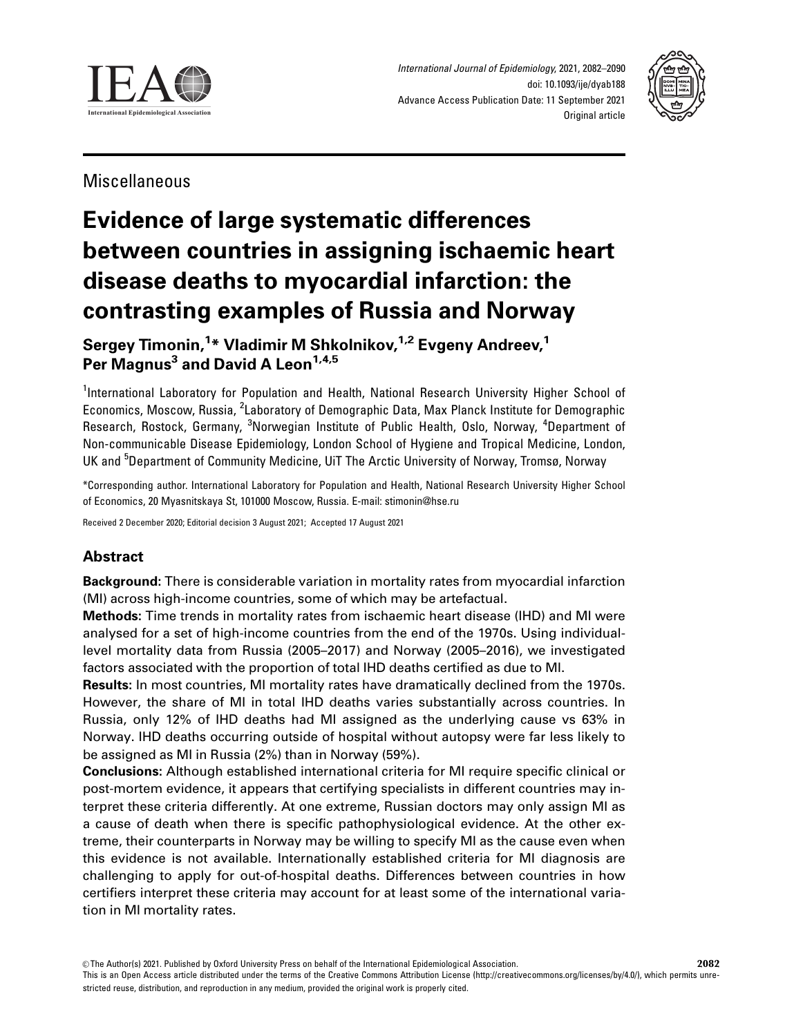Miscellaneous

# Evidence of large systematic differences between countries in assigning ischaemic heart disease deaths to myocardial infarction: the contrasting examples of Russia and Norway

**Sergey Timonin,[1]* Vladimir M Shkolnikov,[1,2] Evgeny Andreev,[1] Per Magnus[3] and David A Leon[1,4,5]**

[1]International Laboratory for Population and Health, National Research University Higher School of Economics, Moscow, Russia, [2]Laboratory of Demographic Data, Max Planck Institute for Demographic Research, Rostock, Germany, [3]Norwegian Institute of Public Health, Oslo, Norway, [4]Department of Non-communicable Disease Epidemiology, London School of Hygiene and Tropical Medicine, London, UK and [5]Department of Community Medicine, UiT The Arctic University of Norway, Tromsø, Norway

*Corresponding author. International Laboratory for Population and Health, National Research University Higher School of Economics, 20 Myasnitskaya St, 101000 Moscow, Russia. E-mail: stimonin@hse.ru

Received 2 December 2020; Editorial decision 3 August 2021; Accepted 17 August 2021

## Abstract

**Background:** There is considerable variation in mortality rates from myocardial infarction (MI) across high-income countries, some of which may be artefactual.

**Methods:** Time trends in mortality rates from ischaemic heart disease (IHD) and MI were analysed for a set of high-income countries from the end of the 1970s. Using individual-level mortality data from Russia (2005–2017) and Norway (2005–2016), we investigated factors associated with the proportion of total IHD deaths certified as due to MI.

**Results:** In most countries, MI mortality rates have dramatically declined from the 1970s. However, the share of MI in total IHD deaths varies substantially across countries. In Russia, only 12% of IHD deaths had MI assigned as the underlying cause vs 63% in Norway. IHD deaths occurring outside of hospital without autopsy were far less likely to be assigned as MI in Russia (2%) than in Norway (59%).

**Conclusions:** Although established international criteria for MI require specific clinical or post-mortem evidence, it appears that certifying specialists in different countries may interpret these criteria differently. At one extreme, Russian doctors may only assign MI as a cause of death when there is specific pathophysiological evidence. At the other extreme, their counterparts in Norway may be willing to specify MI as the cause even when this evidence is not available. Internationally established criteria for MI diagnosis are challenging to apply for out-of-hospital deaths. Differences between countries in how certifiers interpret these criteria may account for at least some of the international variation in MI mortality rates.

© The Author(s) 2021. Published by Oxford University Press on behalf of the International Epidemiological Association.
This is an Open Access article distributed under the terms of the Creative Commons Attribution License (http://creativecommons.org/licenses/by/4.0/), which permits unrestricted reuse, distribution, and reproduction in any medium, provided the original work is properly cited.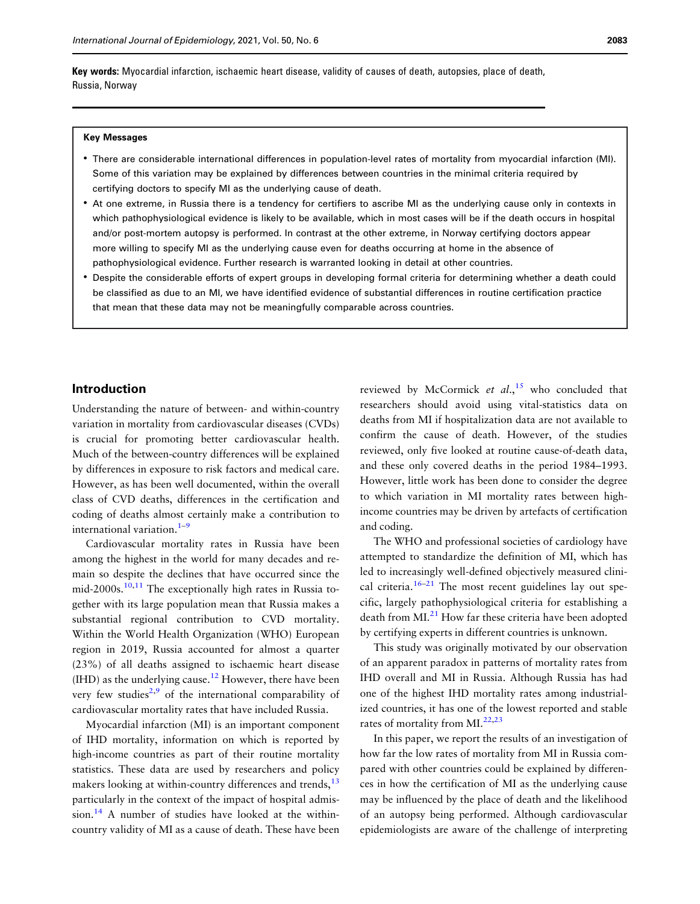**Key words:** Myocardial infarction, ischaemic heart disease, validity of causes of death, autopsies, place of death, Russia, Norway

**Key Messages**

- There are considerable international differences in population-level rates of mortality from myocardial infarction (MI). Some of this variation may be explained by differences between countries in the minimal criteria required by certifying doctors to specify MI as the underlying cause of death.
- At one extreme, in Russia there is a tendency for certifiers to ascribe MI as the underlying cause only in contexts in which pathophysiological evidence is likely to be available, which in most cases will be if the death occurs in hospital and/or post-mortem autopsy is performed. In contrast at the other extreme, in Norway certifying doctors appear more willing to specify MI as the underlying cause even for deaths occurring at home in the absence of pathophysiological evidence. Further research is warranted looking in detail at other countries.
- Despite the considerable efforts of expert groups in developing formal criteria for determining whether a death could be classified as due to an MI, we have identified evidence of substantial differences in routine certification practice that mean that these data may not be meaningfully comparable across countries.

## Introduction

Understanding the nature of between- and within-country variation in mortality from cardiovascular diseases (CVDs) is crucial for promoting better cardiovascular health. Much of the between-country differences will be explained by differences in exposure to risk factors and medical care. However, as has been well documented, within the overall class of CVD deaths, differences in the certification and coding of deaths almost certainly make a contribution to international variation.[1–9]

Cardiovascular mortality rates in Russia have been among the highest in the world for many decades and remain so despite the declines that have occurred since the mid-2000s.[10,11] The exceptionally high rates in Russia together with its large population mean that Russia makes a substantial regional contribution to CVD mortality. Within the World Health Organization (WHO) European region in 2019, Russia accounted for almost a quarter (23%) of all deaths assigned to ischaemic heart disease (IHD) as the underlying cause.[12] However, there have been very few studies[2,9] of the international comparability of cardiovascular mortality rates that have included Russia.

Myocardial infarction (MI) is an important component of IHD mortality, information on which is reported by high-income countries as part of their routine mortality statistics. These data are used by researchers and policy makers looking at within-country differences and trends,[13] particularly in the context of the impact of hospital admission.[14] A number of studies have looked at the within-country validity of MI as a cause of death. These have been reviewed by McCormick *et al.*,[15] who concluded that researchers should avoid using vital-statistics data on deaths from MI if hospitalization data are not available to confirm the cause of death. However, of the studies reviewed, only five looked at routine cause-of-death data, and these only covered deaths in the period 1984–1993. However, little work has been done to consider the degree to which variation in MI mortality rates between high-income countries may be driven by artefacts of certification and coding.

The WHO and professional societies of cardiology have attempted to standardize the definition of MI, which has led to increasingly well-defined objectively measured clinical criteria.[16–21] The most recent guidelines lay out specific, largely pathophysiological criteria for establishing a death from MI.[21] How far these criteria have been adopted by certifying experts in different countries is unknown.

This study was originally motivated by our observation of an apparent paradox in patterns of mortality rates from IHD overall and MI in Russia. Although Russia has had one of the highest IHD mortality rates among industrialized countries, it has one of the lowest reported and stable rates of mortality from MI.[22,23]

In this paper, we report the results of an investigation of how far the low rates of mortality from MI in Russia compared with other countries could be explained by differences in how the certification of MI as the underlying cause may be influenced by the place of death and the likelihood of an autopsy being performed. Although cardiovascular epidemiologists are aware of the challenge of interpreting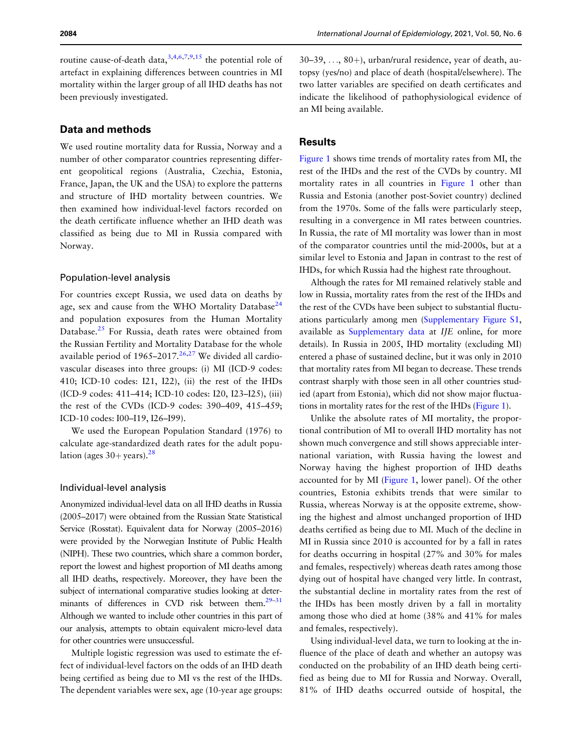routine cause-of-death data,[3,4,6,7,9,15] the potential role of artefact in explaining differences between countries in MI mortality within the larger group of all IHD deaths has not been previously investigated.

## Data and methods

We used routine mortality data for Russia, Norway and a number of other comparator countries representing different geopolitical regions (Australia, Czechia, Estonia, France, Japan, the UK and the USA) to explore the patterns and structure of IHD mortality between countries. We then examined how individual-level factors recorded on the death certificate influence whether an IHD death was classified as being due to MI in Russia compared with Norway.

### Population-level analysis

For countries except Russia, we used data on deaths by age, sex and cause from the WHO Mortality Database[24] and population exposures from the Human Mortality Database.[25] For Russia, death rates were obtained from the Russian Fertility and Mortality Database for the whole available period of 1965–2017.[26,27] We divided all cardiovascular diseases into three groups: (i) MI (ICD-9 codes: 410; ICD-10 codes: I21, I22), (ii) the rest of the IHDs (ICD-9 codes: 411–414; ICD-10 codes: I20, I23–I25), (iii) the rest of the CVDs (ICD-9 codes: 390–409, 415–459; ICD-10 codes: I00–I19, I26–I99).

We used the European Population Standard (1976) to calculate age-standardized death rates for the adult population (ages 30+ years).[28]

### Individual-level analysis

Anonymized individual-level data on all IHD deaths in Russia (2005–2017) were obtained from the Russian State Statistical Service (Rosstat). Equivalent data for Norway (2005–2016) were provided by the Norwegian Institute of Public Health (NIPH). These two countries, which share a common border, report the lowest and highest proportion of MI deaths among all IHD deaths, respectively. Moreover, they have been the subject of international comparative studies looking at determinants of differences in CVD risk between them.[29–31] Although we wanted to include other countries in this part of our analysis, attempts to obtain equivalent micro-level data for other countries were unsuccessful.

Multiple logistic regression was used to estimate the effect of individual-level factors on the odds of an IHD death being certified as being due to MI vs the rest of the IHDs. The dependent variables were sex, age (10-year age groups: 30–39, ..., 80+), urban/rural residence, year of death, autopsy (yes/no) and place of death (hospital/elsewhere). The two latter variables are specified on death certificates and indicate the likelihood of pathophysiological evidence of an MI being available.

## Results

Figure 1 shows time trends of mortality rates from MI, the rest of the IHDs and the rest of the CVDs by country. MI mortality rates in all countries in Figure 1 other than Russia and Estonia (another post-Soviet country) declined from the 1970s. Some of the falls were particularly steep, resulting in a convergence in MI rates between countries. In Russia, the rate of MI mortality was lower than in most of the comparator countries until the mid-2000s, but at a similar level to Estonia and Japan in contrast to the rest of IHDs, for which Russia had the highest rate throughout.

Although the rates for MI remained relatively stable and low in Russia, mortality rates from the rest of the IHDs and the rest of the CVDs have been subject to substantial fluctuations particularly among men (Supplementary Figure S1, available as Supplementary data at *IJE* online, for more details). In Russia in 2005, IHD mortality (excluding MI) entered a phase of sustained decline, but it was only in 2010 that mortality rates from MI began to decrease. These trends contrast sharply with those seen in all other countries studied (apart from Estonia), which did not show major fluctuations in mortality rates for the rest of the IHDs (Figure 1).

Unlike the absolute rates of MI mortality, the proportional contribution of MI to overall IHD mortality has not shown much convergence and still shows appreciable international variation, with Russia having the lowest and Norway having the highest proportion of IHD deaths accounted for by MI (Figure 1, lower panel). Of the other countries, Estonia exhibits trends that were similar to Russia, whereas Norway is at the opposite extreme, showing the highest and almost unchanged proportion of IHD deaths certified as being due to MI. Much of the decline in MI in Russia since 2010 is accounted for by a fall in rates for deaths occurring in hospital (27% and 30% for males and females, respectively) whereas death rates among those dying out of hospital have changed very little. In contrast, the substantial decline in mortality rates from the rest of the IHDs has been mostly driven by a fall in mortality among those who died at home (38% and 41% for males and females, respectively).

Using individual-level data, we turn to looking at the influence of the place of death and whether an autopsy was conducted on the probability of an IHD death being certified as being due to MI for Russia and Norway. Overall, 81% of IHD deaths occurred outside of hospital, the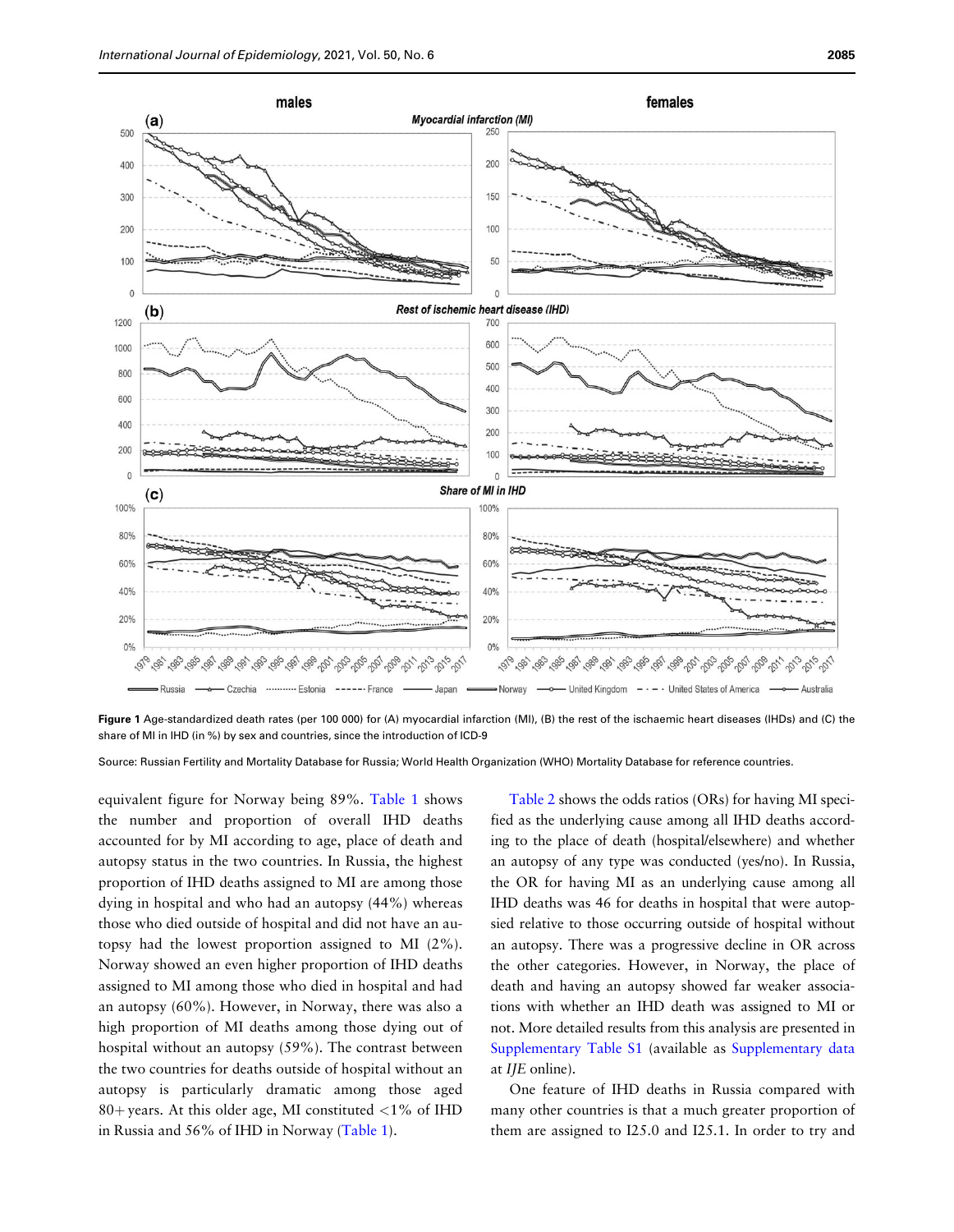**Figure 1** Age-standardized death rates (per 100 000) for (A) myocardial infarction (MI), (B) the rest of the ischaemic heart diseases (IHDs) and (C) the share of MI in IHD (in %) by sex and countries, since the introduction of ICD-9

Source: Russian Fertility and Mortality Database for Russia; World Health Organization (WHO) Mortality Database for reference countries.

equivalent figure for Norway being 89%. Table 1 shows the number and proportion of overall IHD deaths accounted for by MI according to age, place of death and autopsy status in the two countries. In Russia, the highest proportion of IHD deaths assigned to MI are among those dying in hospital and who had an autopsy (44%) whereas those who died outside of hospital and did not have an autopsy had the lowest proportion assigned to MI (2%). Norway showed an even higher proportion of IHD deaths assigned to MI among those who died in hospital and had an autopsy (60%). However, in Norway, there was also a high proportion of MI deaths among those dying out of hospital without an autopsy (59%). The contrast between the two countries for deaths outside of hospital without an autopsy is particularly dramatic among those aged 80+ years. At this older age, MI constituted <1% of IHD in Russia and 56% of IHD in Norway (Table 1).

Table 2 shows the odds ratios (ORs) for having MI specified as the underlying cause among all IHD deaths according to the place of death (hospital/elsewhere) and whether an autopsy of any type was conducted (yes/no). In Russia, the OR for having MI as an underlying cause among all IHD deaths was 46 for deaths in hospital that were autopsied relative to those occurring outside of hospital without an autopsy. There was a progressive decline in OR across the other categories. However, in Norway, the place of death and having an autopsy showed far weaker associations with whether an IHD death was assigned to MI or not. More detailed results from this analysis are presented in Supplementary Table S1 (available as Supplementary data at *IJE* online).

One feature of IHD deaths in Russia compared with many other countries is that a much greater proportion of them are assigned to I25.0 and I25.1. In order to try and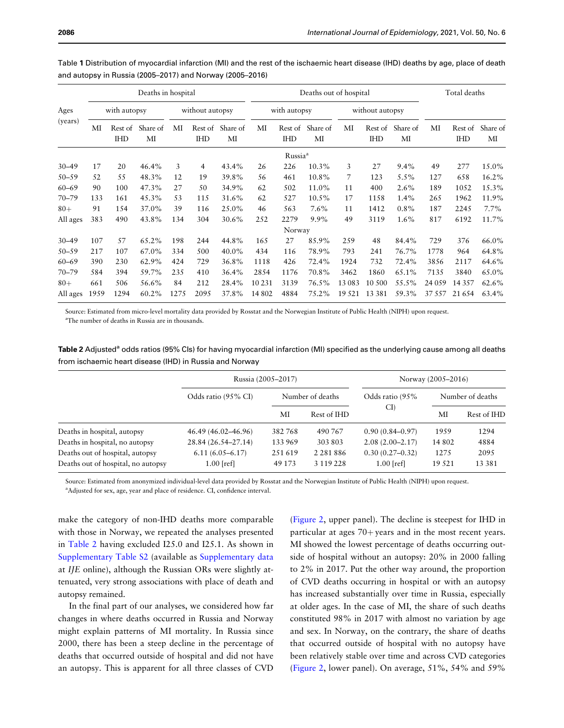Table 1 Distribution of myocardial infarction (MI) and the rest of the ischaemic heart disease (IHD) deaths by age, place of death and autopsy in Russia (2005–2017) and Norway (2005–2016)

| Ages (years) | Deaths in hospital | | | | | | Deaths out of hospital | | | | | | Total deaths | | |
|---|---|---|---|---|---|---|---|---|---|---|---|---|---|---|---|
| | with autopsy | | | without autopsy | | | with autopsy | | | without autopsy | | | | | |
| | MI | Rest of IHD | Share of MI | MI | Rest of IHD | Share of MI | MI | Rest of IHD | Share of MI | MI | Rest of IHD | Share of MI | MI | Rest of IHD | Share of MI |
| | | | | | | | Russia[a] | | | | | | | | |
| 30–49 | 17 | 20 | 46.4% | 3 | 4 | 43.4% | 26 | 226 | 10.3% | 3 | 27 | 9.4% | 49 | 277 | 15.0% |
| 50–59 | 52 | 55 | 48.3% | 12 | 19 | 39.8% | 56 | 461 | 10.8% | 7 | 123 | 5.5% | 127 | 658 | 16.2% |
| 60–69 | 90 | 100 | 47.3% | 27 | 50 | 34.9% | 62 | 502 | 11.0% | 11 | 400 | 2.6% | 189 | 1052 | 15.3% |
| 70–79 | 133 | 161 | 45.3% | 53 | 115 | 31.6% | 62 | 527 | 10.5% | 17 | 1158 | 1.4% | 265 | 1962 | 11.9% |
| 80+ | 91 | 154 | 37.0% | 39 | 116 | 25.0% | 46 | 563 | 7.6% | 11 | 1412 | 0.8% | 187 | 2245 | 7.7% |
| All ages | 383 | 490 | 43.8% | 134 | 304 | 30.6% | 252 | 2279 | 9.9% | 49 | 3119 | 1.6% | 817 | 6192 | 11.7% |
| | | | | | | | Norway | | | | | | | | |
| 30–49 | 107 | 57 | 65.2% | 198 | 244 | 44.8% | 165 | 27 | 85.9% | 259 | 48 | 84.4% | 729 | 376 | 66.0% |
| 50–59 | 217 | 107 | 67.0% | 334 | 500 | 40.0% | 434 | 116 | 78.9% | 793 | 241 | 76.7% | 1778 | 964 | 64.8% |
| 60–69 | 390 | 230 | 62.9% | 424 | 729 | 36.8% | 1118 | 426 | 72.4% | 1924 | 732 | 72.4% | 3856 | 2117 | 64.6% |
| 70–79 | 584 | 394 | 59.7% | 235 | 410 | 36.4% | 2854 | 1176 | 70.8% | 3462 | 1860 | 65.1% | 7135 | 3840 | 65.0% |
| 80+ | 661 | 506 | 56.6% | 84 | 212 | 28.4% | 10 231 | 3139 | 76.5% | 13 083 | 10 500 | 55.5% | 24 059 | 14 357 | 62.6% |
| All ages | 1959 | 1294 | 60.2% | 1275 | 2095 | 37.8% | 14 802 | 4884 | 75.2% | 19 521 | 13 381 | 59.3% | 37 557 | 21 654 | 63.4% |

Source: Estimated from micro-level mortality data provided by Rosstat and the Norwegian Institute of Public Health (NIPH) upon request.
[a]The number of deaths in Russia are in thousands.

**Table 2** Adjusted[a] odds ratios (95% CIs) for having myocardial infarction (MI) specified as the underlying cause among all deaths from ischaemic heart disease (IHD) in Russia and Norway

| | Russia (2005–2017) | | | Norway (2005–2016) | | |
|---|---|---|---|---|---|---|
| | Odds ratio (95% CI) | Number of deaths | | Odds ratio (95% CI) | Number of deaths | |
| | | MI | Rest of IHD | | MI | Rest of IHD |
| Deaths in hospital, autopsy | 46.49 (46.02–46.96) | 382 768 | 490 767 | 0.90 (0.84–0.97) | 1959 | 1294 |
| Deaths in hospital, no autopsy | 28.84 (26.54–27.14) | 133 969 | 303 803 | 2.08 (2.00–2.17) | 14 802 | 4884 |
| Deaths out of hospital, autopsy | 6.11 (6.05–6.17) | 251 619 | 2 281 886 | 0.30 (0.27–0.32) | 1275 | 2095 |
| Deaths out of hospital, no autopsy | 1.00 [ref] | 49 173 | 3 119 228 | 1.00 [ref] | 19 521 | 13 381 |

Source: Estimated from anonymized individual-level data provided by Rosstat and the Norwegian Institute of Public Health (NIPH) upon request.
[a]Adjusted for sex, age, year and place of residence. CI, confidence interval.

make the category of non-IHD deaths more comparable with those in Norway, we repeated the analyses presented in Table 2 having excluded I25.0 and I25.1. As shown in Supplementary Table S2 (available as Supplementary data at *IJE* online), although the Russian ORs were slightly attenuated, very strong associations with place of death and autopsy remained.

In the final part of our analyses, we considered how far changes in where deaths occurred in Russia and Norway might explain patterns of MI mortality. In Russia since 2000, there has been a steep decline in the percentage of deaths that occurred outside of hospital and did not have an autopsy. This is apparent for all three classes of CVD (Figure 2, upper panel). The decline is steepest for IHD in particular at ages 70+ years and in the most recent years. MI showed the lowest percentage of deaths occurring outside of hospital without an autopsy: 20% in 2000 falling to 2% in 2017. Put the other way around, the proportion of CVD deaths occurring in hospital or with an autopsy has increased substantially over time in Russia, especially at older ages. In the case of MI, the share of such deaths constituted 98% in 2017 with almost no variation by age and sex. In Norway, on the contrary, the share of deaths that occurred outside of hospital with no autopsy have been relatively stable over time and across CVD categories (Figure 2, lower panel). On average, 51%, 54% and 59%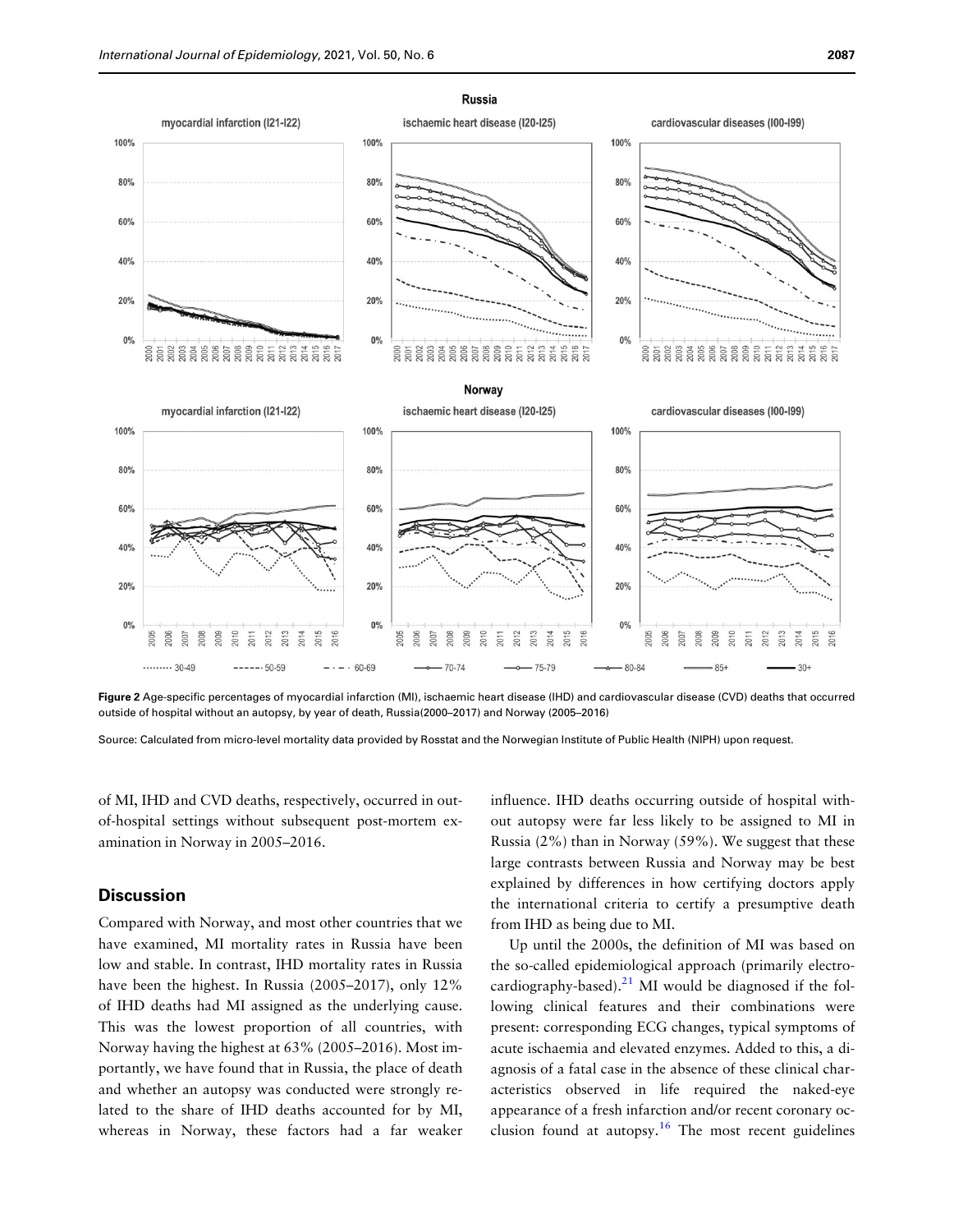**Figure 2** Age-specific percentages of myocardial infarction (MI), ischaemic heart disease (IHD) and cardiovascular disease (CVD) deaths that occurred outside of hospital without an autopsy, by year of death, Russia(2000–2017) and Norway (2005–2016)

Source: Calculated from micro-level mortality data provided by Rosstat and the Norwegian Institute of Public Health (NIPH) upon request.

of MI, IHD and CVD deaths, respectively, occurred in out-of-hospital settings without subsequent post-mortem examination in Norway in 2005–2016.

## Discussion

Compared with Norway, and most other countries that we have examined, MI mortality rates in Russia have been low and stable. In contrast, IHD mortality rates in Russia have been the highest. In Russia (2005–2017), only 12% of IHD deaths had MI assigned as the underlying cause. This was the lowest proportion of all countries, with Norway having the highest at 63% (2005–2016). Most importantly, we have found that in Russia, the place of death and whether an autopsy was conducted were strongly related to the share of IHD deaths accounted for by MI, whereas in Norway, these factors had a far weaker influence. IHD deaths occurring outside of hospital without autopsy were far less likely to be assigned to MI in Russia (2%) than in Norway (59%). We suggest that these large contrasts between Russia and Norway may be best explained by differences in how certifying doctors apply the international criteria to certify a presumptive death from IHD as being due to MI.

Up until the 2000s, the definition of MI was based on the so-called epidemiological approach (primarily electrocardiography-based).[21] MI would be diagnosed if the following clinical features and their combinations were present: corresponding ECG changes, typical symptoms of acute ischaemia and elevated enzymes. Added to this, a diagnosis of a fatal case in the absence of these clinical characteristics observed in life required the naked-eye appearance of a fresh infarction and/or recent coronary occlusion found at autopsy.[16] The most recent guidelines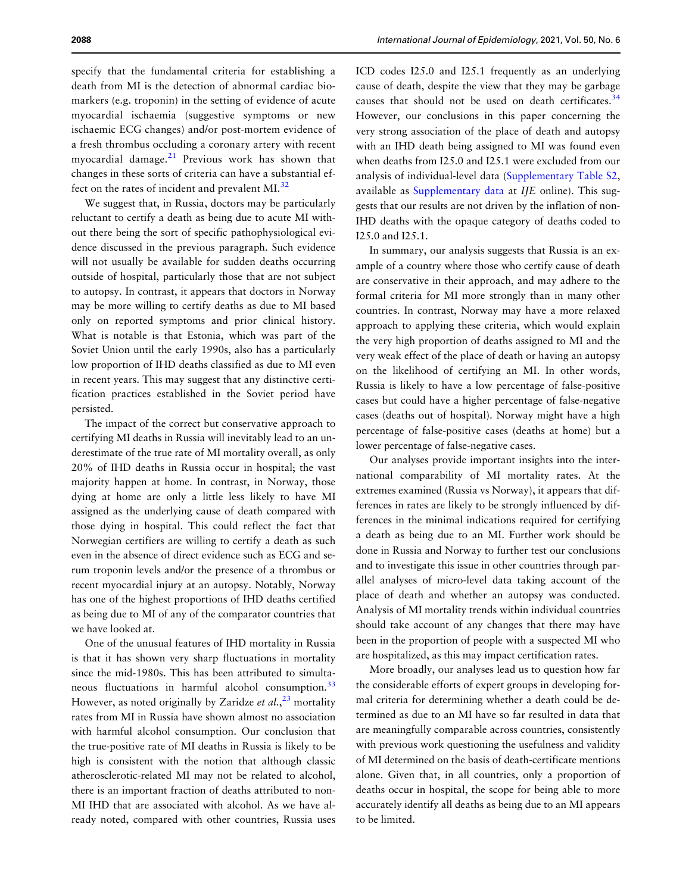specify that the fundamental criteria for establishing a death from MI is the detection of abnormal cardiac biomarkers (e.g. troponin) in the setting of evidence of acute myocardial ischaemia (suggestive symptoms or new ischaemic ECG changes) and/or post-mortem evidence of a fresh thrombus occluding a coronary artery with recent myocardial damage.[21] Previous work has shown that changes in these sorts of criteria can have a substantial effect on the rates of incident and prevalent MI.[32]

We suggest that, in Russia, doctors may be particularly reluctant to certify a death as being due to acute MI without there being the sort of specific pathophysiological evidence discussed in the previous paragraph. Such evidence will not usually be available for sudden deaths occurring outside of hospital, particularly those that are not subject to autopsy. In contrast, it appears that doctors in Norway may be more willing to certify deaths as due to MI based only on reported symptoms and prior clinical history. What is notable is that Estonia, which was part of the Soviet Union until the early 1990s, also has a particularly low proportion of IHD deaths classified as due to MI even in recent years. This may suggest that any distinctive certification practices established in the Soviet period have persisted.

The impact of the correct but conservative approach to certifying MI deaths in Russia will inevitably lead to an underestimate of the true rate of MI mortality overall, as only 20% of IHD deaths in Russia occur in hospital; the vast majority happen at home. In contrast, in Norway, those dying at home are only a little less likely to have MI assigned as the underlying cause of death compared with those dying in hospital. This could reflect the fact that Norwegian certifiers are willing to certify a death as such even in the absence of direct evidence such as ECG and serum troponin levels and/or the presence of a thrombus or recent myocardial injury at an autopsy. Notably, Norway has one of the highest proportions of IHD deaths certified as being due to MI of any of the comparator countries that we have looked at.

One of the unusual features of IHD mortality in Russia is that it has shown very sharp fluctuations in mortality since the mid-1980s. This has been attributed to simultaneous fluctuations in harmful alcohol consumption.[33] However, as noted originally by Zaridze *et al.*,[23] mortality rates from MI in Russia have shown almost no association with harmful alcohol consumption. Our conclusion that the true-positive rate of MI deaths in Russia is likely to be high is consistent with the notion that although classic atherosclerotic-related MI may not be related to alcohol, there is an important fraction of deaths attributed to non-MI IHD that are associated with alcohol. As we have already noted, compared with other countries, Russia uses ICD codes I25.0 and I25.1 frequently as an underlying cause of death, despite the view that they may be garbage causes that should not be used on death certificates.[34] However, our conclusions in this paper concerning the very strong association of the place of death and autopsy with an IHD death being assigned to MI was found even when deaths from I25.0 and I25.1 were excluded from our analysis of individual-level data (Supplementary Table S2, available as Supplementary data at *IJE* online). This suggests that our results are not driven by the inflation of non-IHD deaths with the opaque category of deaths coded to I25.0 and I25.1.

In summary, our analysis suggests that Russia is an example of a country where those who certify cause of death are conservative in their approach, and may adhere to the formal criteria for MI more strongly than in many other countries. In contrast, Norway may have a more relaxed approach to applying these criteria, which would explain the very high proportion of deaths assigned to MI and the very weak effect of the place of death or having an autopsy on the likelihood of certifying an MI. In other words, Russia is likely to have a low percentage of false-positive cases but could have a higher percentage of false-negative cases (deaths out of hospital). Norway might have a high percentage of false-positive cases (deaths at home) but a lower percentage of false-negative cases.

Our analyses provide important insights into the international comparability of MI mortality rates. At the extremes examined (Russia vs Norway), it appears that differences in rates are likely to be strongly influenced by differences in the minimal indications required for certifying a death as being due to an MI. Further work should be done in Russia and Norway to further test our conclusions and to investigate this issue in other countries through parallel analyses of micro-level data taking account of the place of death and whether an autopsy was conducted. Analysis of MI mortality trends within individual countries should take account of any changes that there may have been in the proportion of people with a suspected MI who are hospitalized, as this may impact certification rates.

More broadly, our analyses lead us to question how far the considerable efforts of expert groups in developing formal criteria for determining whether a death could be determined as due to an MI have so far resulted in data that are meaningfully comparable across countries, consistently with previous work questioning the usefulness and validity of MI determined on the basis of death-certificate mentions alone. Given that, in all countries, only a proportion of deaths occur in hospital, the scope for being able to more accurately identify all deaths as being due to an MI appears to be limited.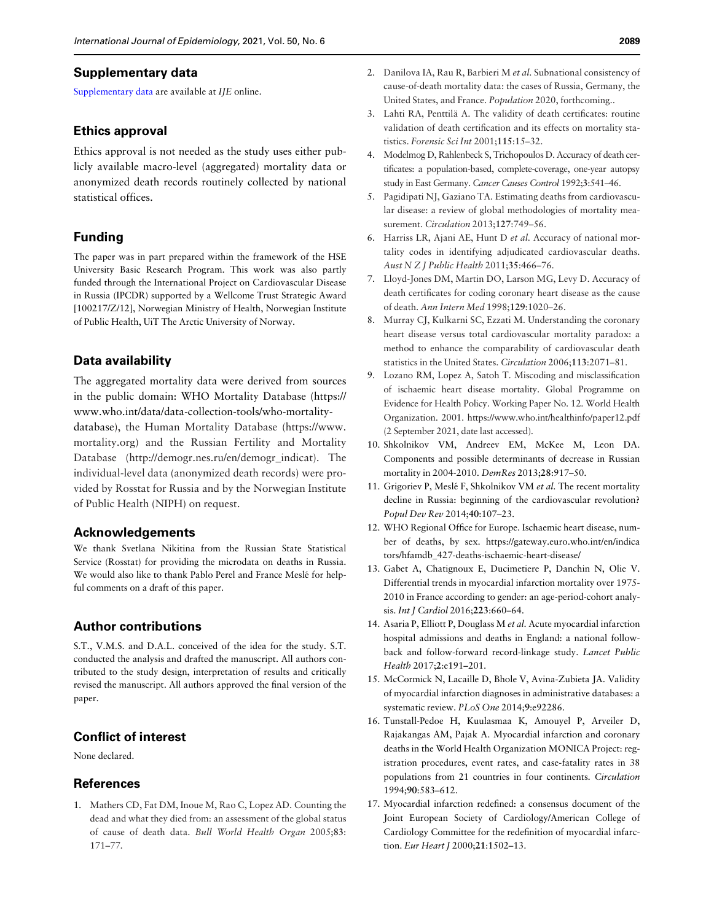## Supplementary data

Supplementary data are available at *IJE* online.

## Ethics approval

Ethics approval is not needed as the study uses either publicly available macro-level (aggregated) mortality data or anonymized death records routinely collected by national statistical offices.

## Funding

The paper was in part prepared within the framework of the HSE University Basic Research Program. This work was also partly funded through the International Project on Cardiovascular Disease in Russia (IPCDR) supported by a Wellcome Trust Strategic Award [100217/Z/12], Norwegian Ministry of Health, Norwegian Institute of Public Health, UiT The Arctic University of Norway.

## Data availability

The aggregated mortality data were derived from sources in the public domain: WHO Mortality Database (https://www.who.int/data/data-collection-tools/who-mortality-database), the Human Mortality Database (https://www.mortality.org) and the Russian Fertility and Mortality Database (http://demogr.nes.ru/en/demogr_indicat). The individual-level data (anonymized death records) were provided by Rosstat for Russia and by the Norwegian Institute of Public Health (NIPH) on request.

## Acknowledgements

We thank Svetlana Nikitina from the Russian State Statistical Service (Rosstat) for providing the microdata on deaths in Russia. We would also like to thank Pablo Perel and France Meslé for helpful comments on a draft of this paper.

## Author contributions

S.T., V.M.S. and D.A.L. conceived of the idea for the study. S.T. conducted the analysis and drafted the manuscript. All authors contributed to the study design, interpretation of results and critically revised the manuscript. All authors approved the final version of the paper.

## Conflict of interest

None declared.

## References

1. Mathers CD, Fat DM, Inoue M, Rao C, Lopez AD. Counting the dead and what they died from: an assessment of the global status of cause of death data. *Bull World Health Organ* 2005;**83**: 171–77.
2. Danilova IA, Rau R, Barbieri M *et al*. Subnational consistency of cause-of-death mortality data: the cases of Russia, Germany, the United States, and France. *Population* 2020, forthcoming..
3. Lahti RA, Penttilä A. The validity of death certificates: routine validation of death certification and its effects on mortality statistics. *Forensic Sci Int* 2001;**115**:15–32.
4. Modelmog D, Rahlenbeck S, Trichopoulos D. Accuracy of death certificates: a population-based, complete-coverage, one-year autopsy study in East Germany. *Cancer Causes Control* 1992;**3**:541–46.
5. Pagidipati NJ, Gaziano TA. Estimating deaths from cardiovascular disease: a review of global methodologies of mortality measurement. *Circulation* 2013;**127**:749–56.
6. Harriss LR, Ajani AE, Hunt D *et al*. Accuracy of national mortality codes in identifying adjudicated cardiovascular deaths. *Aust N Z J Public Health* 2011;**35**:466–76.
7. Lloyd-Jones DM, Martin DO, Larson MG, Levy D. Accuracy of death certificates for coding coronary heart disease as the cause of death. *Ann Intern Med* 1998;**129**:1020–26.
8. Murray CJ, Kulkarni SC, Ezzati M. Understanding the coronary heart disease versus total cardiovascular mortality paradox: a method to enhance the comparability of cardiovascular death statistics in the United States. *Circulation* 2006;**113**:2071–81.
9. Lozano RM, Lopez A, Satoh T. Miscoding and misclassification of ischaemic heart disease mortality. Global Programme on Evidence for Health Policy. Working Paper No. 12. World Health Organization. 2001. https://www.who.int/healthinfo/paper12.pdf (2 September 2021, date last accessed).
10. Shkolnikov VM, Andreev EM, McKee M, Leon DA. Components and possible determinants of decrease in Russian mortality in 2004-2010. *DemRes* 2013;**28**:917–50.
11. Grigoriev P, Meslé F, Shkolnikov VM *et al*. The recent mortality decline in Russia: beginning of the cardiovascular revolution? *Popul Dev Rev* 2014;**40**:107–23.
12. WHO Regional Office for Europe. Ischaemic heart disease, number of deaths, by sex. https://gateway.euro.who.int/en/indicators/hfamdb_427-deaths-ischaemic-heart-disease/
13. Gabet A, Chatignoux E, Ducimetiere P, Danchin N, Olie V. Differential trends in myocardial infarction mortality over 1975-2010 in France according to gender: an age-period-cohort analysis. *Int J Cardiol* 2016;**223**:660–64.
14. Asaria P, Elliott P, Douglass M *et al*. Acute myocardial infarction hospital admissions and deaths in England: a national follow-back and follow-forward record-linkage study. *Lancet Public Health* 2017;**2**:e191–201.
15. McCormick N, Lacaille D, Bhole V, Avina-Zubieta JA. Validity of myocardial infarction diagnoses in administrative databases: a systematic review. *PLoS One* 2014;**9**:e92286.
16. Tunstall-Pedoe H, Kuulasmaa K, Amouyel P, Arveiler D, Rajakangas AM, Pajak A. Myocardial infarction and coronary deaths in the World Health Organization MONICA Project: registration procedures, event rates, and case-fatality rates in 38 populations from 21 countries in four continents. *Circulation* 1994;**90**:583–612.
17. Myocardial infarction redefined: a consensus document of the Joint European Society of Cardiology/American College of Cardiology Committee for the redefinition of myocardial infarction. *Eur Heart J* 2000;**21**:1502–13.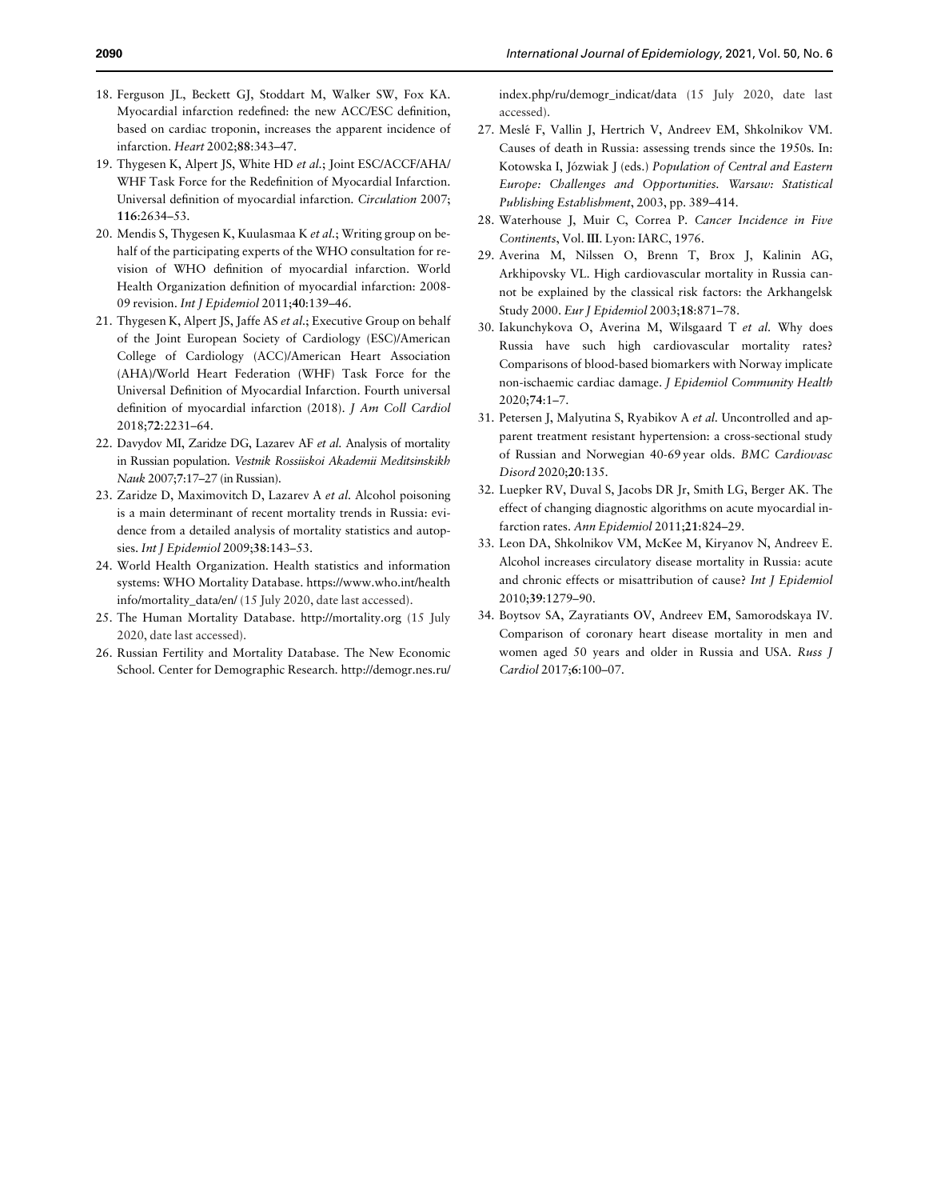18. Ferguson JL, Beckett GJ, Stoddart M, Walker SW, Fox KA. Myocardial infarction redefined: the new ACC/ESC definition, based on cardiac troponin, increases the apparent incidence of infarction. *Heart* 2002;**88**:343–47.
19. Thygesen K, Alpert JS, White HD *et al.*; Joint ESC/ACCF/AHA/WHF Task Force for the Redefinition of Myocardial Infarction. Universal definition of myocardial infarction. *Circulation* 2007; **116**:2634–53.
20. Mendis S, Thygesen K, Kuulasmaa K *et al.*; Writing group on behalf of the participating experts of the WHO consultation for revision of WHO definition of myocardial infarction. World Health Organization definition of myocardial infarction: 2008-09 revision. *Int J Epidemiol* 2011;**40**:139–46.
21. Thygesen K, Alpert JS, Jaffe AS *et al.*; Executive Group on behalf of the Joint European Society of Cardiology (ESC)/American College of Cardiology (ACC)/American Heart Association (AHA)/World Heart Federation (WHF) Task Force for the Universal Definition of Myocardial Infarction. Fourth universal definition of myocardial infarction (2018). *J Am Coll Cardiol* 2018;**72**:2231–64.
22. Davydov MI, Zaridze DG, Lazarev AF *et al.* Analysis of mortality in Russian population. *Vestnik Rossiiskoi Akademii Meditsinskikh Nauk* 2007;**7**:17–27 (in Russian).
23. Zaridze D, Maximovitch D, Lazarev A *et al.* Alcohol poisoning is a main determinant of recent mortality trends in Russia: evidence from a detailed analysis of mortality statistics and autopsies. *Int J Epidemiol* 2009;**38**:143–53.
24. World Health Organization. Health statistics and information systems: WHO Mortality Database. https://www.who.int/healthinfo/mortality_data/en/ (15 July 2020, date last accessed).
25. The Human Mortality Database. http://mortality.org (15 July 2020, date last accessed).
26. Russian Fertility and Mortality Database. The New Economic School. Center for Demographic Research. http://demogr.nes.ru/index.php/ru/demogr_indicat/data (15 July 2020, date last accessed).
27. Meslé F, Vallin J, Hertrich V, Andreev EM, Shkolnikov VM. Causes of death in Russia: assessing trends since the 1950s. In: Kotowska I, Józwiak J (eds.) *Population of Central and Eastern Europe: Challenges and Opportunities. Warsaw: Statistical Publishing Establishment*, 2003, pp. 389–414.
28. Waterhouse J, Muir C, Correa P. *Cancer Incidence in Five Continents*, Vol. **III**. Lyon: IARC, 1976.
29. Averina M, Nilssen O, Brenn T, Brox J, Kalinin AG, Arkhipovsky VL. High cardiovascular mortality in Russia cannot be explained by the classical risk factors: the Arkhangelsk Study 2000. *Eur J Epidemiol* 2003;**18**:871–78.
30. Iakunchykova O, Averina M, Wilsgaard T *et al.* Why does Russia have such high cardiovascular mortality rates? Comparisons of blood-based biomarkers with Norway implicate non-ischaemic cardiac damage. *J Epidemiol Community Health* 2020;**74**:1–7.
31. Petersen J, Malyutina S, Ryabikov A *et al.* Uncontrolled and apparent treatment resistant hypertension: a cross-sectional study of Russian and Norwegian 40-69 year olds. *BMC Cardiovasc Disord* 2020;**20**:135.
32. Luepker RV, Duval S, Jacobs DR Jr, Smith LG, Berger AK. The effect of changing diagnostic algorithms on acute myocardial infarction rates. *Ann Epidemiol* 2011;**21**:824–29.
33. Leon DA, Shkolnikov VM, McKee M, Kiryanov N, Andreev E. Alcohol increases circulatory disease mortality in Russia: acute and chronic effects or misattribution of cause? *Int J Epidemiol* 2010;**39**:1279–90.
34. Boytsov SA, Zayratiants OV, Andreev EM, Samorodskaya IV. Comparison of coronary heart disease mortality in men and women aged 50 years and older in Russia and USA. *Russ J Cardiol* 2017;**6**:100–07.